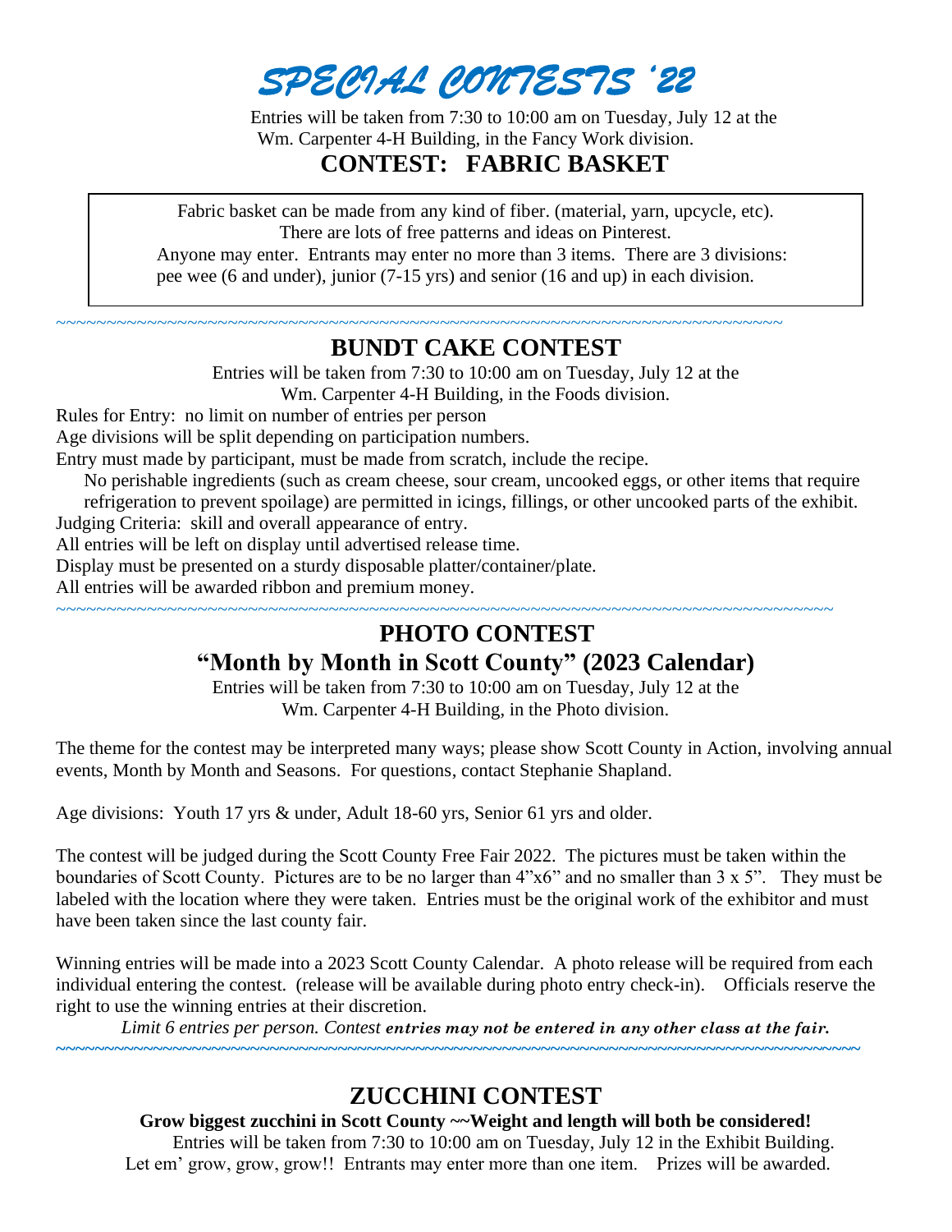# SPECIAL CONTESTS '22

Entries will be taken from 7:30 to 10:00 am on Tuesday, July 12 at the Wm. Carpenter 4-H Building, in the Fancy Work division.

## CONTEST: FABRIC BASKET

Fabric basket can be made from any kind of fiber. (material, yarn, upcycle, etc). There are lots of free patterns and ideas on Pinterest.

Anyone may enter. Entrants may enter no more than 3 items. There are 3 divisions: pee wee (6 and under), junior (7-15 yrs) and senior (16 and up) in each division.

~~~~~~~~~~~~~~~~~~~~~~~~~~~~~~~~~~~~~~~~~~~~~~~~~~~~~~~~~~~~~~~~~~~~~~~~~~~~~~~~~~~~~~~~

## BUNDT CAKE CONTEST

Entries will be taken from 7:30 to 10:00 am on Tuesday, July 12 at the Wm. Carpenter 4-H Building, in the Foods division.

Rules for Entry: no limit on number of entries per person

Age divisions will be split depending on participation numbers.

Entry must made by participant, must be made from scratch, include the recipe.

No perishable ingredients (such as cream cheese, sour cream, uncooked eggs, or other items that require refrigeration to prevent spoilage) are permitted in icings, fillings, or other uncooked parts of the exhibit.

Judging Criteria: skill and overall appearance of entry.

All entries will be left on display until advertised release time.

Display must be presented on a sturdy disposable platter/container/plate.

All entries will be awarded ribbon and premium money.

~~~~~~~~~~~~~~~~~~~~~~~~~~~~~~~~~~~~~~~~~~~~~~~~~~~~~~~~~~~~~~~~~~~~~~~~~~~~~~~~~~~~~~~~

## PHOTO CONTEST

## "Month by Month in Scott County" (2023 Calendar)

Entries will be taken from 7:30 to 10:00 am on Tuesday, July 12 at the Wm. Carpenter 4-H Building, in the Photo division.

The theme for the contest may be interpreted many ways; please show Scott County in Action, involving annual events, Month by Month and Seasons. For questions, contact Stephanie Shapland.

Age divisions: Youth 17 yrs & under, Adult 18-60 yrs, Senior 61 yrs and older.

The contest will be judged during the Scott County Free Fair 2022. The pictures must be taken within the boundaries of Scott County. Pictures are to be no larger than 4"x6" and no smaller than 3 x 5". They must be labeled with the location where they were taken. Entries must be the original work of the exhibitor and must have been taken since the last county fair.

Winning entries will be made into a 2023 Scott County Calendar. A photo release will be required from each individual entering the contest. (release will be available during photo entry check-in). Officials reserve the right to use the winning entries at their discretion.

*Limit 6 entries per person. Contest* ***entries may not be entered in any other class at the fair.***

~~~~~~~~~~~~~~~~~~~~~~~~~~~~~~~~~~~~~~~~~~~~~~~~~~~~~~~~~~~~~~~~~~~~~~~~~~~~~~~~~~~~~~~~

## ZUCCHINI CONTEST

**Grow biggest zucchini in Scott County ~~Weight and length will both be considered!**

Entries will be taken from 7:30 to 10:00 am on Tuesday, July 12 in the Exhibit Building.

Let em' grow, grow, grow!! Entrants may enter more than one item. Prizes will be awarded.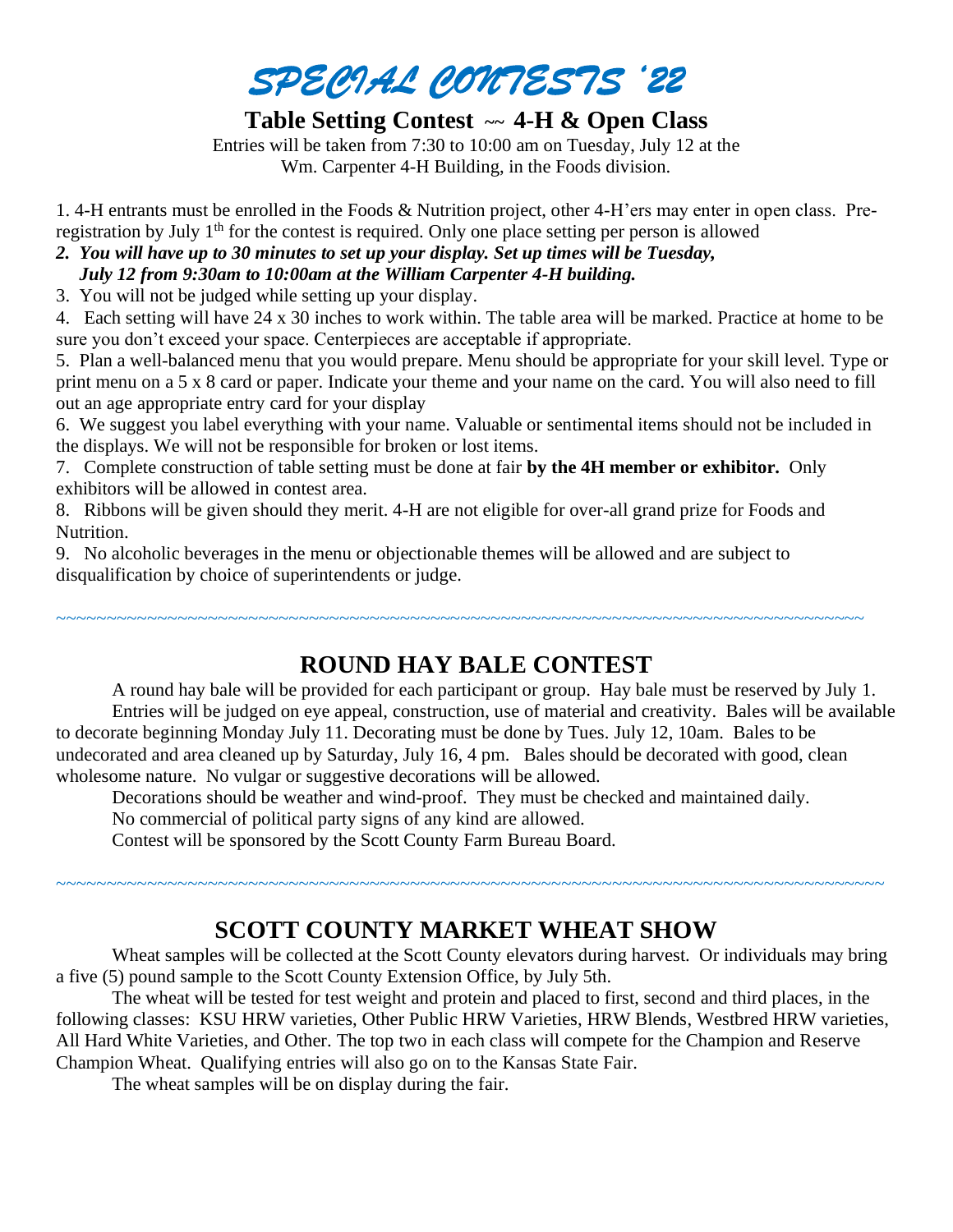# SPECIAL CONTESTS '22

## Table Setting Contest ~~ 4-H & Open Class

Entries will be taken from 7:30 to 10:00 am on Tuesday, July 12 at the Wm. Carpenter 4-H Building, in the Foods division.

1. 4-H entrants must be enrolled in the Foods & Nutrition project, other 4-H'ers may enter in open class. Pre-registration by July 1th for the contest is required. Only one place setting per person is allowed
2. ***You will have up to 30 minutes to set up your display. Set up times will be Tuesday, July 12 from 9:30am to 10:00am at the William Carpenter 4-H building.***
3. You will not be judged while setting up your display.
4. Each setting will have 24 x 30 inches to work within. The table area will be marked. Practice at home to be sure you don't exceed your space. Centerpieces are acceptable if appropriate.
5. Plan a well-balanced menu that you would prepare. Menu should be appropriate for your skill level. Type or print menu on a 5 x 8 card or paper. Indicate your theme and your name on the card. You will also need to fill out an age appropriate entry card for your display
6. We suggest you label everything with your name. Valuable or sentimental items should not be included in the displays. We will not be responsible for broken or lost items.
7. Complete construction of table setting must be done at fair **by the 4H member or exhibitor.** Only exhibitors will be allowed in contest area.
8. Ribbons will be given should they merit. 4-H are not eligible for over-all grand prize for Foods and Nutrition.
9. No alcoholic beverages in the menu or objectionable themes will be allowed and are subject to disqualification by choice of superintendents or judge.

~~~~~~~~~~~~~~~~~~~~~~~~~~~~~~~~~~~~~~~~~~~~~~~~~~~~~~~~~~~~~~~~~~~~~~~~~~~~~~~~

## ROUND HAY BALE CONTEST

A round hay bale will be provided for each participant or group. Hay bale must be reserved by July 1.

Entries will be judged on eye appeal, construction, use of material and creativity. Bales will be available to decorate beginning Monday July 11. Decorating must be done by Tues. July 12, 10am. Bales to be undecorated and area cleaned up by Saturday, July 16, 4 pm. Bales should be decorated with good, clean wholesome nature. No vulgar or suggestive decorations will be allowed.

Decorations should be weather and wind-proof. They must be checked and maintained daily.

No commercial of political party signs of any kind are allowed.

Contest will be sponsored by the Scott County Farm Bureau Board.

~~~~~~~~~~~~~~~~~~~~~~~~~~~~~~~~~~~~~~~~~~~~~~~~~~~~~~~~~~~~~~~~~~~~~~~~~~~~~~~~

## SCOTT COUNTY MARKET WHEAT SHOW

Wheat samples will be collected at the Scott County elevators during harvest. Or individuals may bring a five (5) pound sample to the Scott County Extension Office, by July 5th.

The wheat will be tested for test weight and protein and placed to first, second and third places, in the following classes: KSU HRW varieties, Other Public HRW Varieties, HRW Blends, Westbred HRW varieties, All Hard White Varieties, and Other. The top two in each class will compete for the Champion and Reserve Champion Wheat. Qualifying entries will also go on to the Kansas State Fair.

The wheat samples will be on display during the fair.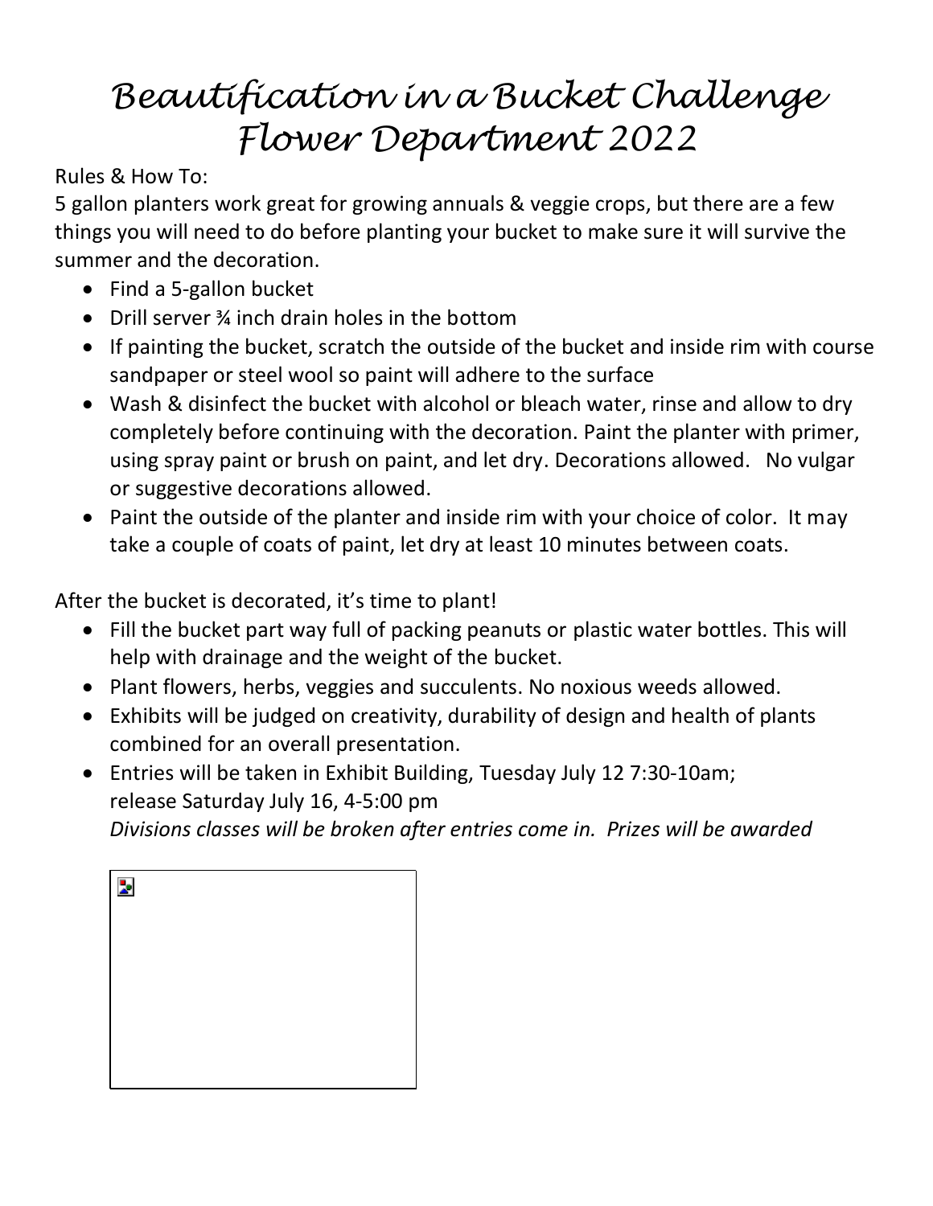# Beautification in a Bucket Challenge
# Flower Department 2022

Rules & How To:

5 gallon planters work great for growing annuals & veggie crops, but there are a few things you will need to do before planting your bucket to make sure it will survive the summer and the decoration.

- Find a 5-gallon bucket
- Drill server ¾ inch drain holes in the bottom
- If painting the bucket, scratch the outside of the bucket and inside rim with course sandpaper or steel wool so paint will adhere to the surface
- Wash & disinfect the bucket with alcohol or bleach water, rinse and allow to dry completely before continuing with the decoration. Paint the planter with primer, using spray paint or brush on paint, and let dry. Decorations allowed. No vulgar or suggestive decorations allowed.
- Paint the outside of the planter and inside rim with your choice of color. It may take a couple of coats of paint, let dry at least 10 minutes between coats.

After the bucket is decorated, it's time to plant!

- Fill the bucket part way full of packing peanuts or plastic water bottles. This will help with drainage and the weight of the bucket.
- Plant flowers, herbs, veggies and succulents. No noxious weeds allowed.
- Exhibits will be judged on creativity, durability of design and health of plants combined for an overall presentation.
- Entries will be taken in Exhibit Building, Tuesday July 12 7:30-10am; release Saturday July 16, 4-5:00 pm
  *Divisions classes will be broken after entries come in. Prizes will be awarded*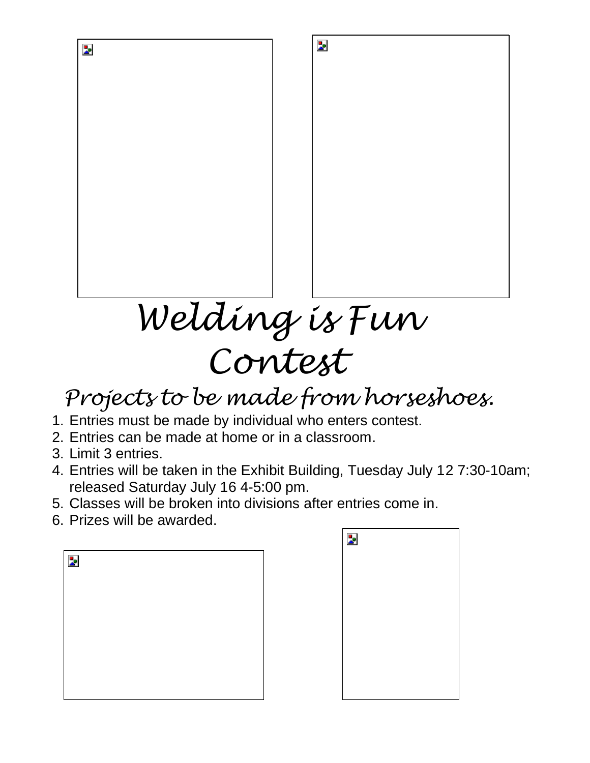# *Welding is Fun Contest*

## *Projects to be made from horseshoes.*

1. Entries must be made by individual who enters contest.
2. Entries can be made at home or in a classroom.
3. Limit 3 entries.
4. Entries will be taken in the Exhibit Building, Tuesday July 12 7:30-10am; released Saturday July 16 4-5:00 pm.
5. Classes will be broken into divisions after entries come in.
6. Prizes will be awarded.